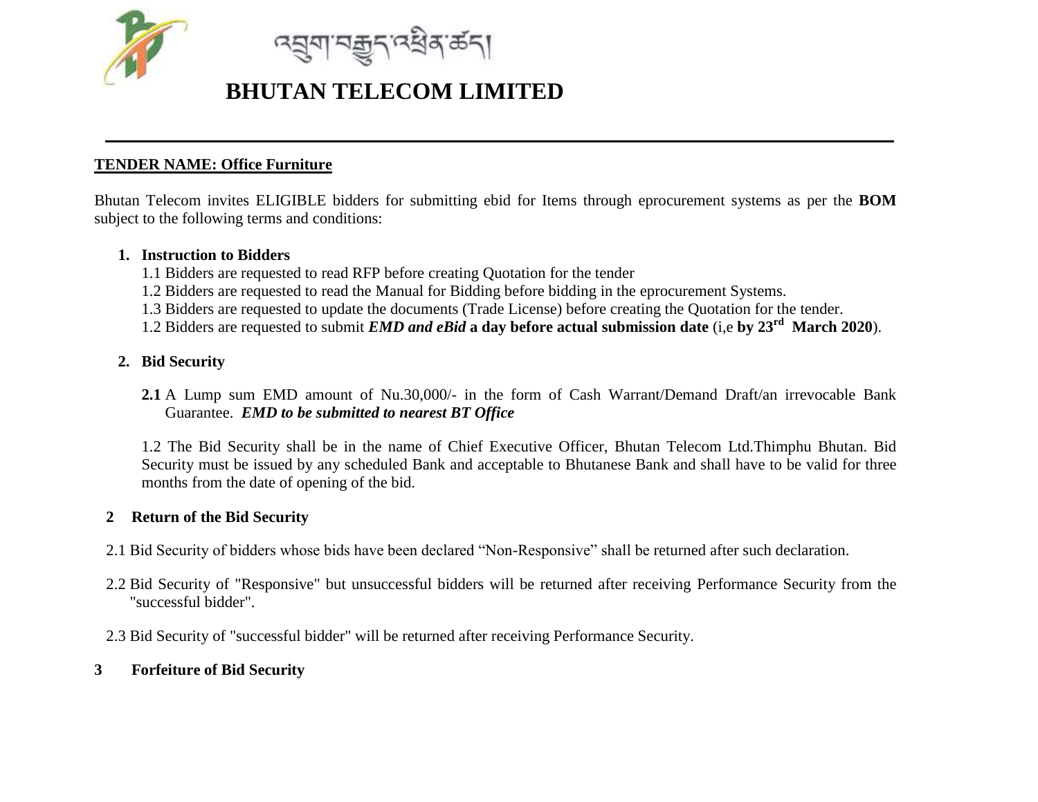འབྲུག་བརྒྱུད་འཕྲིན་ཚད།

# BHUTAN TELECOM LIMITED

**TENDER NAME: Office Furniture**

Bhutan Telecom invites ELIGIBLE bidders for submitting ebid for Items through eprocurement systems as per the **BOM** subject to the following terms and conditions:

1. **Instruction to Bidders**

   1.1 Bidders are requested to read RFP before creating Quotation for the tender

   1.2 Bidders are requested to read the Manual for Bidding before bidding in the eprocurement Systems.

   1.3 Bidders are requested to update the documents (Trade License) before creating the Quotation for the tender.

   1.2 Bidders are requested to submit ***EMD and eBid*** **a day before actual submission date** (i,e **by 23rd March 2020**).

2. **Bid Security**

   **2.1** A Lump sum EMD amount of Nu.30,000/- in the form of Cash Warrant/Demand Draft/an irrevocable Bank Guarantee. ***EMD to be submitted to nearest BT Office***

   1.2 The Bid Security shall be in the name of Chief Executive Officer, Bhutan Telecom Ltd.Thimphu Bhutan. Bid Security must be issued by any scheduled Bank and acceptable to Bhutanese Bank and shall have to be valid for three months from the date of opening of the bid.

**2 Return of the Bid Security**

2.1 Bid Security of bidders whose bids have been declared "Non-Responsive" shall be returned after such declaration.

2.2 Bid Security of "Responsive" but unsuccessful bidders will be returned after receiving Performance Security from the "successful bidder".

2.3 Bid Security of "successful bidder" will be returned after receiving Performance Security.

**3 Forfeiture of Bid Security**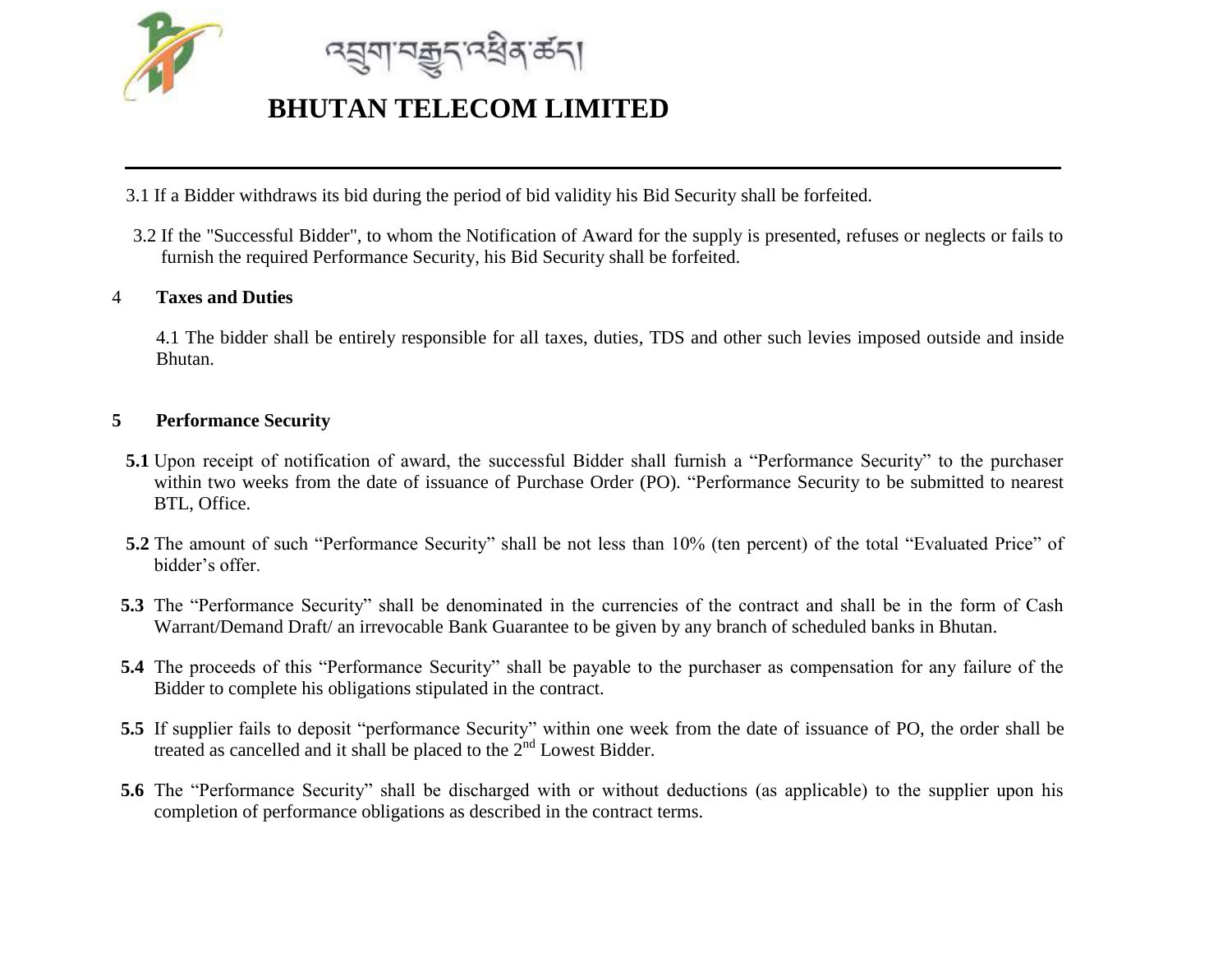3.1 If a Bidder withdraws its bid during the period of bid validity his Bid Security shall be forfeited.

3.2 If the "Successful Bidder", to whom the Notification of Award for the supply is presented, refuses or neglects or fails to furnish the required Performance Security, his Bid Security shall be forfeited.

## 4 Taxes and Duties

4.1 The bidder shall be entirely responsible for all taxes, duties, TDS and other such levies imposed outside and inside Bhutan.

## 5 Performance Security

**5.1** Upon receipt of notification of award, the successful Bidder shall furnish a "Performance Security" to the purchaser within two weeks from the date of issuance of Purchase Order (PO). "Performance Security to be submitted to nearest BTL, Office.

**5.2** The amount of such "Performance Security" shall be not less than 10% (ten percent) of the total "Evaluated Price" of bidder's offer.

**5.3** The "Performance Security" shall be denominated in the currencies of the contract and shall be in the form of Cash Warrant/Demand Draft/ an irrevocable Bank Guarantee to be given by any branch of scheduled banks in Bhutan.

**5.4** The proceeds of this "Performance Security" shall be payable to the purchaser as compensation for any failure of the Bidder to complete his obligations stipulated in the contract.

**5.5** If supplier fails to deposit "performance Security" within one week from the date of issuance of PO, the order shall be treated as cancelled and it shall be placed to the 2nd Lowest Bidder.

**5.6** The "Performance Security" shall be discharged with or without deductions (as applicable) to the supplier upon his completion of performance obligations as described in the contract terms.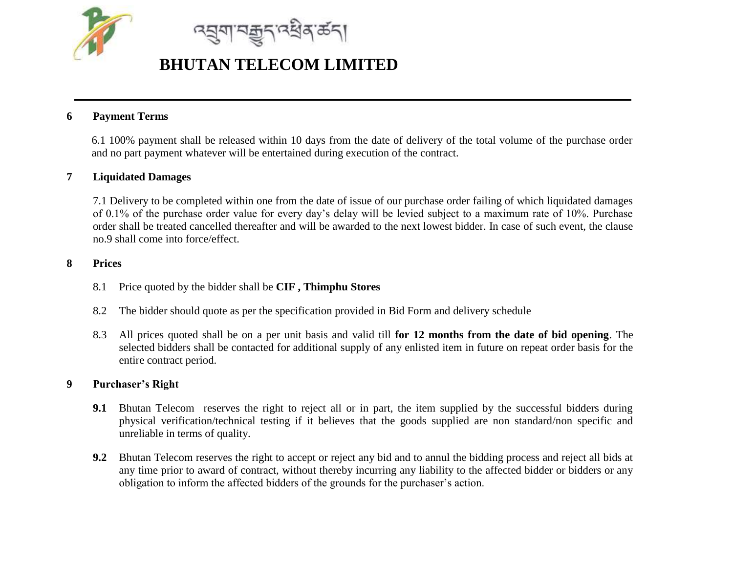## 6 Payment Terms

6.1 100% payment shall be released within 10 days from the date of delivery of the total volume of the purchase order and no part payment whatever will be entertained during execution of the contract.

## 7 Liquidated Damages

7.1 Delivery to be completed within one from the date of issue of our purchase order failing of which liquidated damages of 0.1% of the purchase order value for every day's delay will be levied subject to a maximum rate of 10%. Purchase order shall be treated cancelled thereafter and will be awarded to the next lowest bidder. In case of such event, the clause no.9 shall come into force/effect.

## 8 Prices

8.1 Price quoted by the bidder shall be **CIF , Thimphu Stores**

8.2 The bidder should quote as per the specification provided in Bid Form and delivery schedule

8.3 All prices quoted shall be on a per unit basis and valid till **for 12 months from the date of bid opening**. The selected bidders shall be contacted for additional supply of any enlisted item in future on repeat order basis for the entire contract period.

## 9 Purchaser's Right

**9.1** Bhutan Telecom reserves the right to reject all or in part, the item supplied by the successful bidders during physical verification/technical testing if it believes that the goods supplied are non standard/non specific and unreliable in terms of quality.

**9.2** Bhutan Telecom reserves the right to accept or reject any bid and to annul the bidding process and reject all bids at any time prior to award of contract, without thereby incurring any liability to the affected bidder or bidders or any obligation to inform the affected bidders of the grounds for the purchaser's action.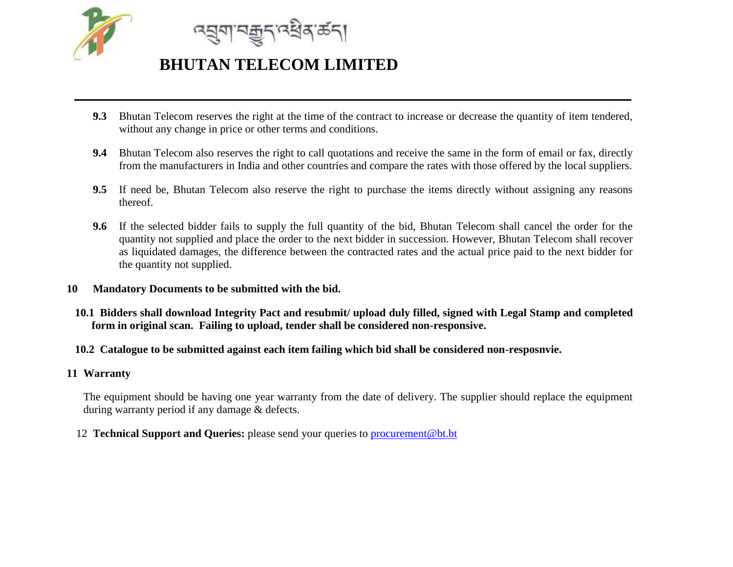**9.3** Bhutan Telecom reserves the right at the time of the contract to increase or decrease the quantity of item tendered, without any change in price or other terms and conditions.

**9.4** Bhutan Telecom also reserves the right to call quotations and receive the same in the form of email or fax, directly from the manufacturers in India and other countries and compare the rates with those offered by the local suppliers.

**9.5** If need be, Bhutan Telecom also reserve the right to purchase the items directly without assigning any reasons thereof.

**9.6** If the selected bidder fails to supply the full quantity of the bid, Bhutan Telecom shall cancel the order for the quantity not supplied and place the order to the next bidder in succession. However, Bhutan Telecom shall recover as liquidated damages, the difference between the contracted rates and the actual price paid to the next bidder for the quantity not supplied.

**10 Mandatory Documents to be submitted with the bid.**

**10.1 Bidders shall download Integrity Pact and resubmit/ upload duly filled, signed with Legal Stamp and completed form in original scan. Failing to upload, tender shall be considered non-responsive.**

**10.2 Catalogue to be submitted against each item failing which bid shall be considered non-resposnvie.**

**11 Warranty**

The equipment should be having one year warranty from the date of delivery. The supplier should replace the equipment during warranty period if any damage & defects.

12 **Technical Support and Queries:** please send your queries to procurement@bt.bt